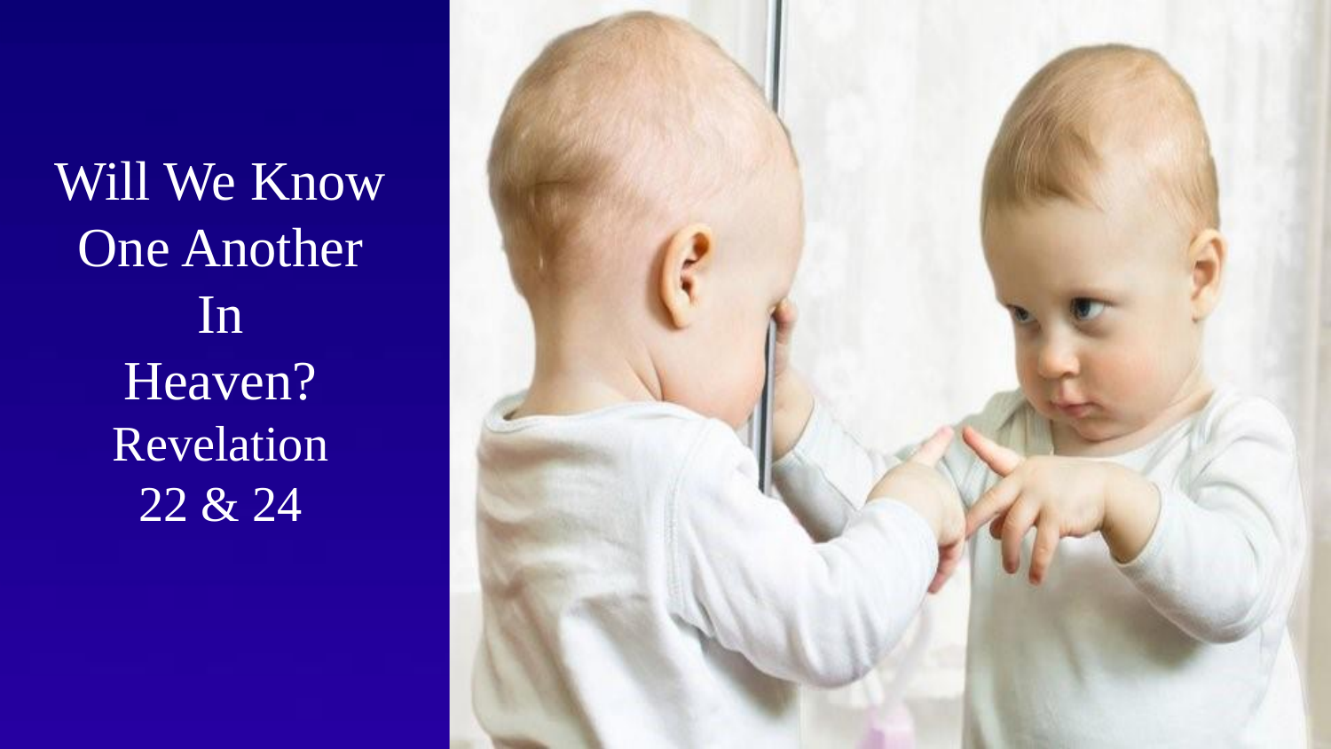# Will We Know One Another In Heaven?

Revelation 22 & 24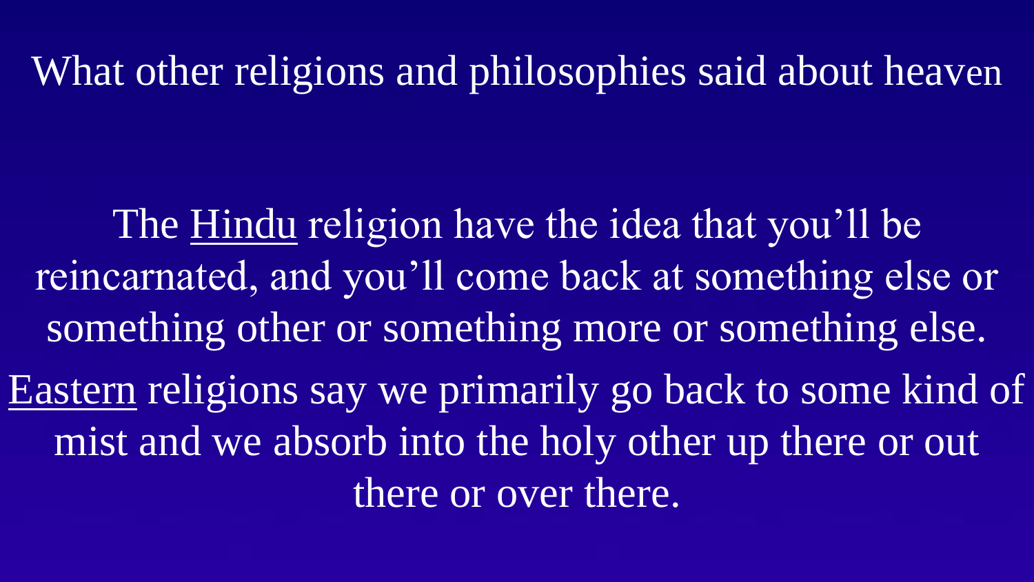# What other religions and philosophies said about heaven

The Hindu religion have the idea that you'll be reincarnated, and you'll come back at something else or something other or something more or something else.

Eastern religions say we primarily go back to some kind of mist and we absorb into the holy other up there or out there or over there.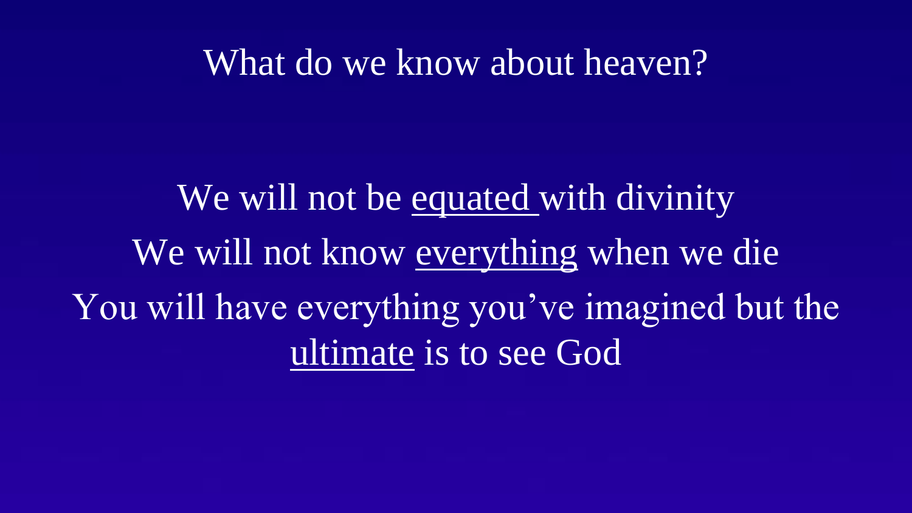# What do we know about heaven?

We will not be <u>equated</u> with divinity

We will not know <u>everything</u> when we die

You will have everything you've imagined but the <u>ultimate</u> is to see God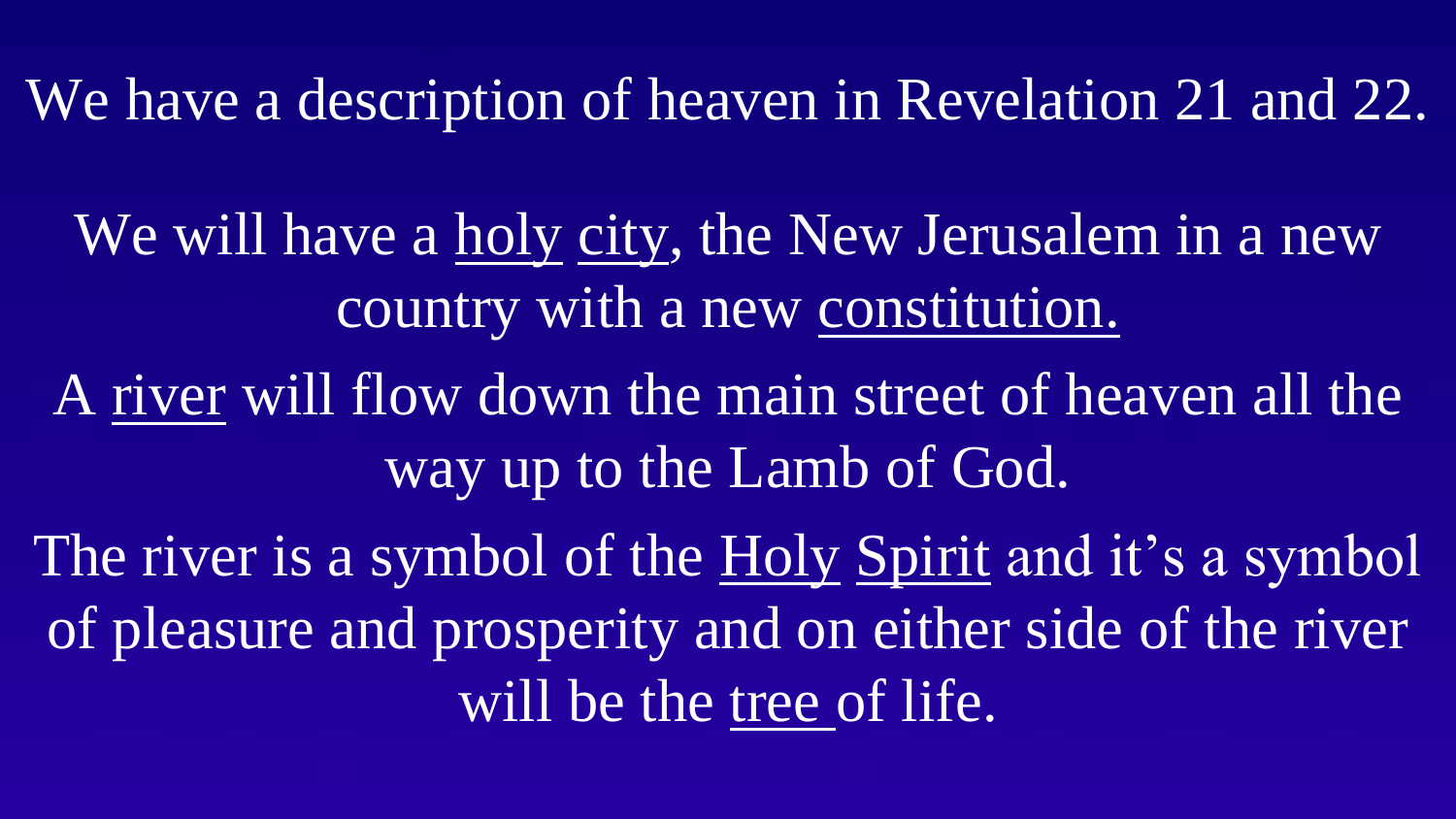We have a description of heaven in Revelation 21 and 22.

We will have a holy city, the New Jerusalem in a new country with a new constitution.

A river will flow down the main street of heaven all the way up to the Lamb of God.

The river is a symbol of the Holy Spirit and it's a symbol of pleasure and prosperity and on either side of the river will be the tree of life.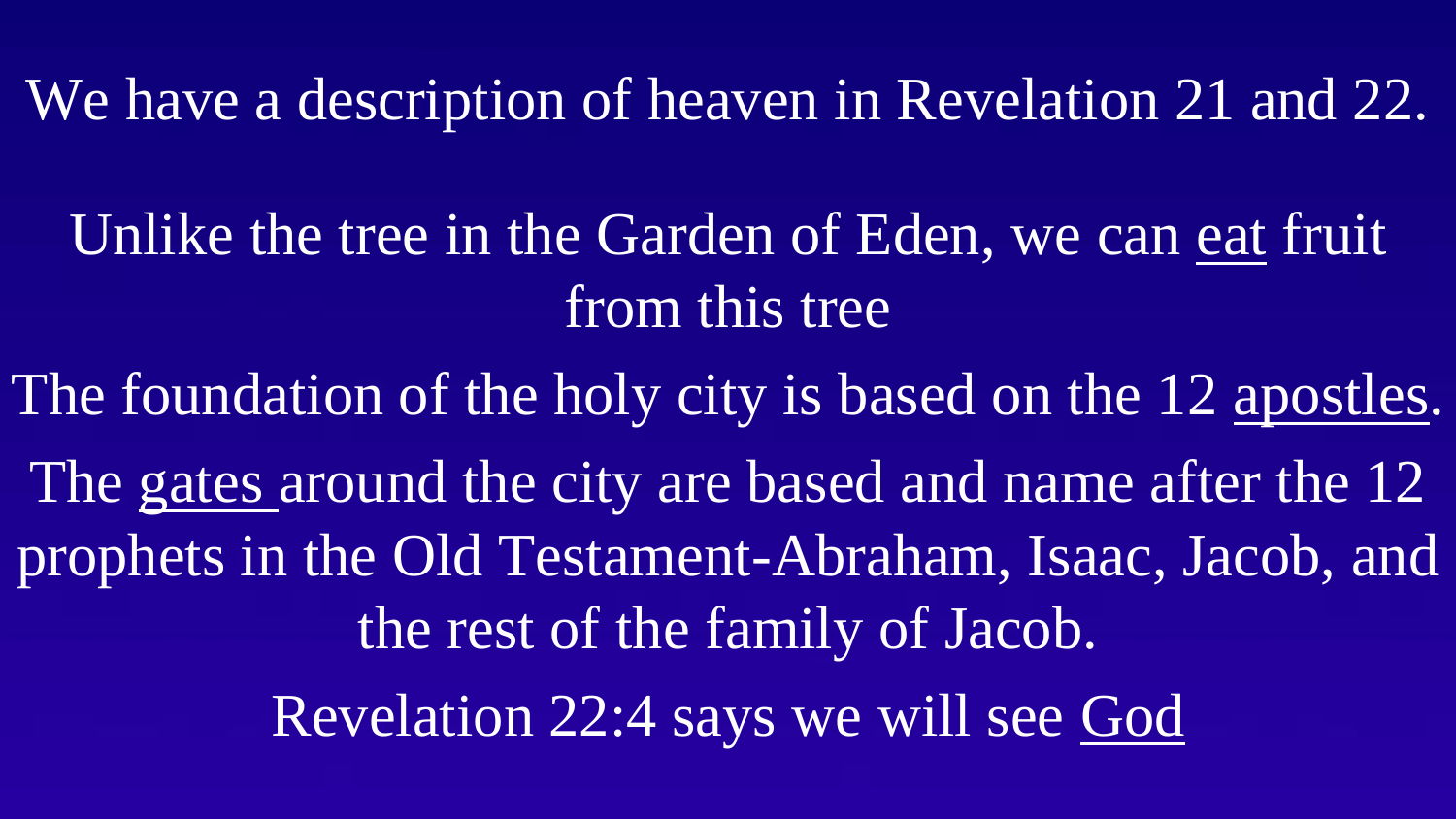We have a description of heaven in Revelation 21 and 22.

Unlike the tree in the Garden of Eden, we can <u>eat</u> fruit from this tree

The foundation of the holy city is based on the 12 <u>apostles</u>.

The <u>gates</u> around the city are based and name after the 12 prophets in the Old Testament-Abraham, Isaac, Jacob, and the rest of the family of Jacob.

Revelation 22:4 says we will see <u>God</u>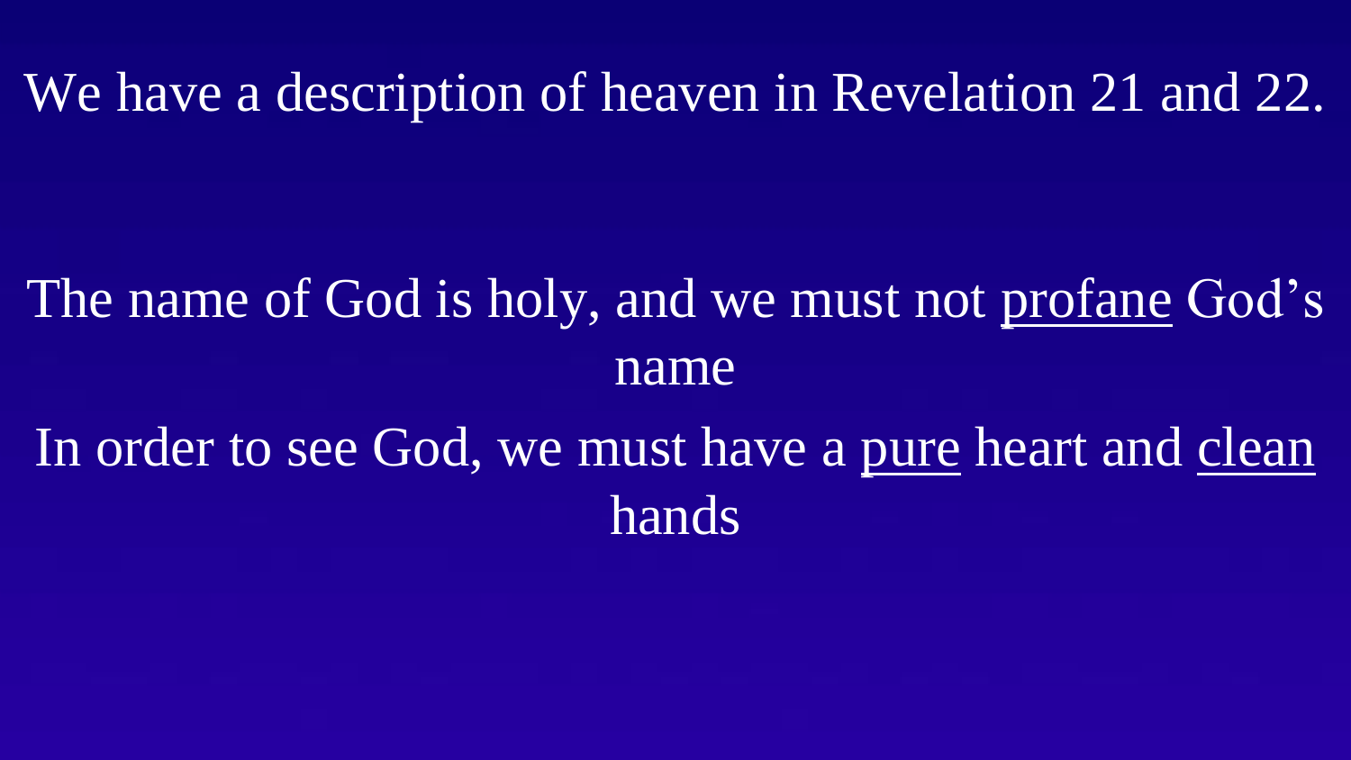We have a description of heaven in Revelation 21 and 22.

The name of God is holy, and we must not <u>profane</u> God's name

In order to see God, we must have a <u>pure</u> heart and <u>clean</u> hands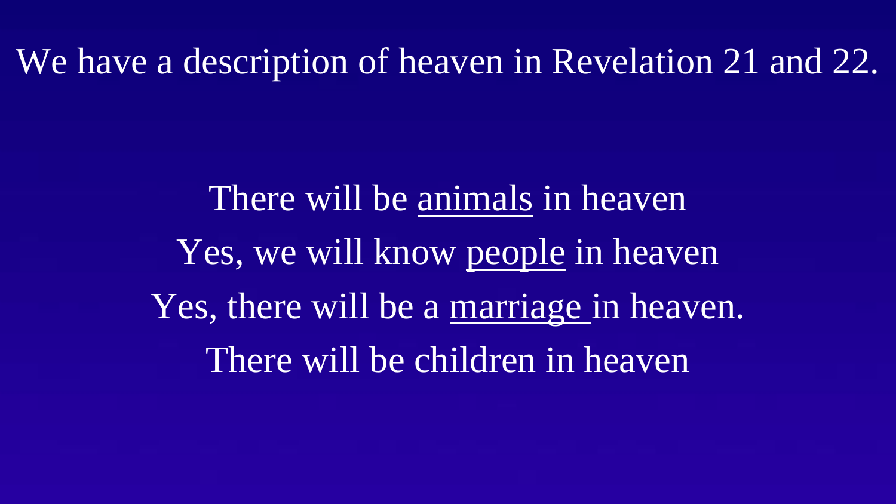We have a description of heaven in Revelation 21 and 22.

There will be <u>animals</u> in heaven

Yes, we will know <u>people</u> in heaven

Yes, there will be a <u>marriage</u> in heaven.

There will be children in heaven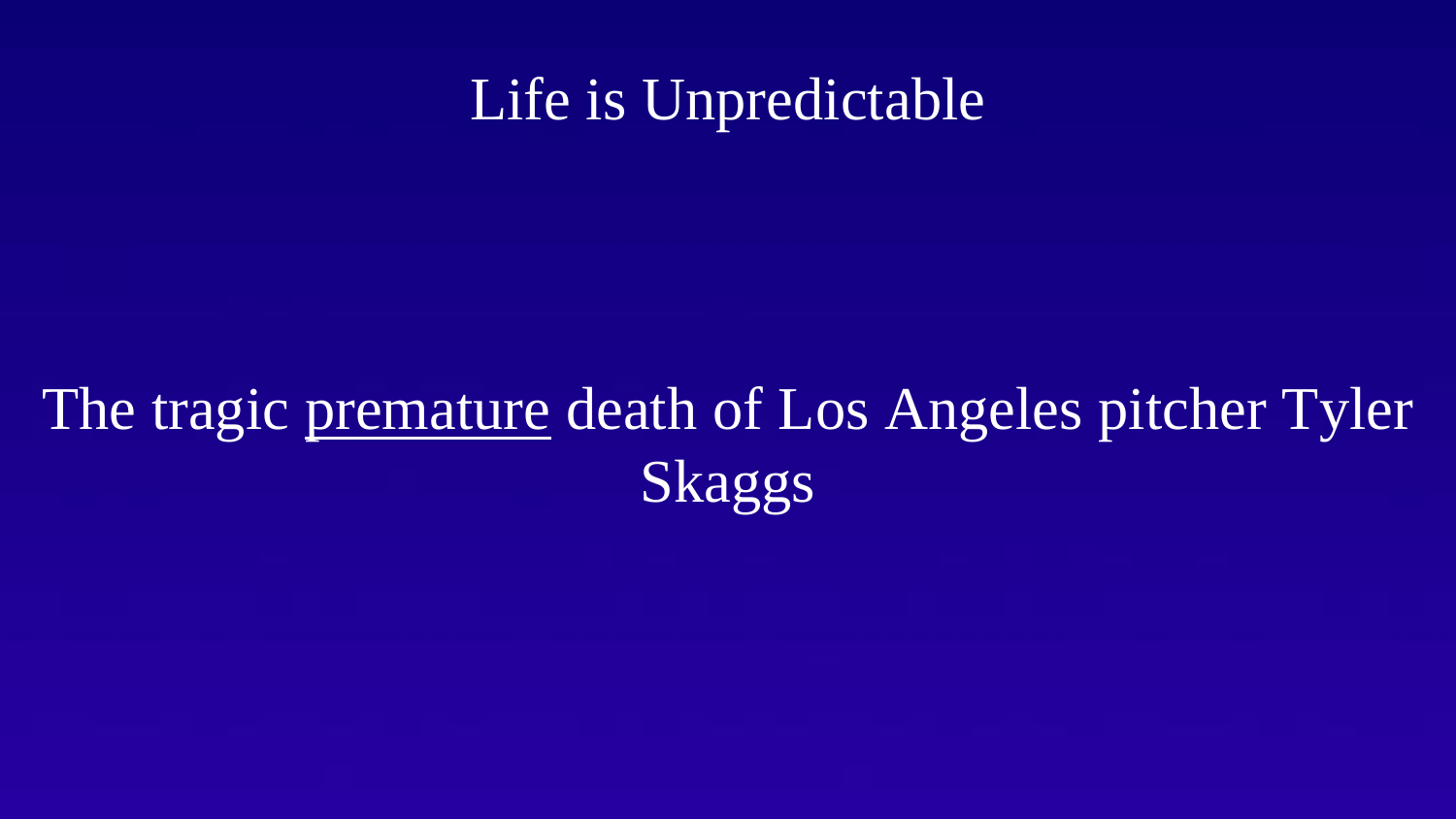# Life is Unpredictable

The tragic <u>premature</u> death of Los Angeles pitcher Tyler Skaggs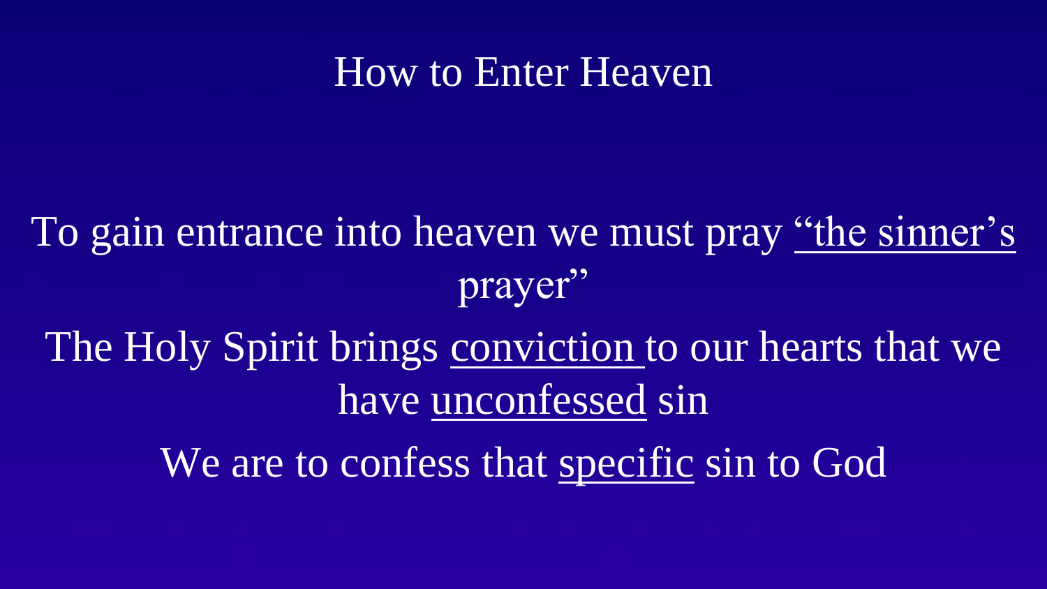# How to Enter Heaven

To gain entrance into heaven we must pray "the sinner's prayer"

The Holy Spirit brings conviction to our hearts that we have unconfessed sin

We are to confess that specific sin to God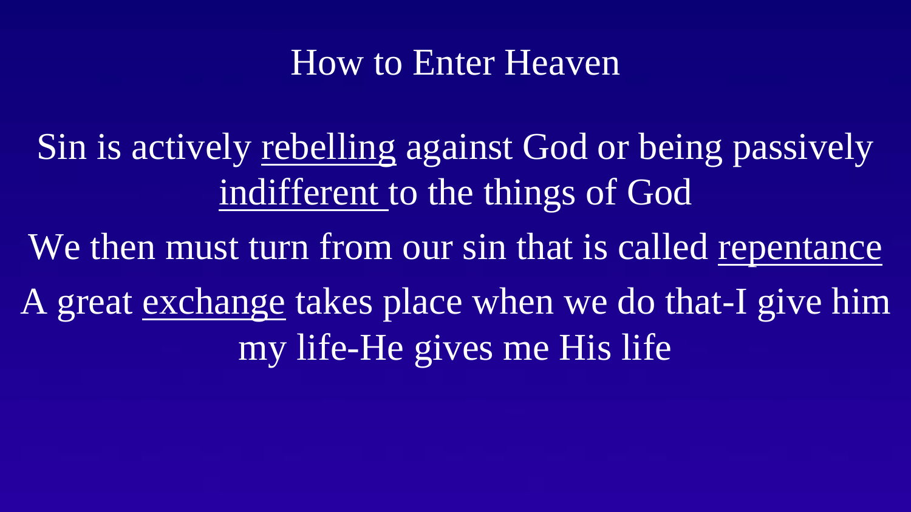# How to Enter Heaven

Sin is actively <u>rebelling</u> against God or being passively <u>indifferent</u> to the things of God

We then must turn from our sin that is called <u>repentance</u>

A great <u>exchange</u> takes place when we do that-I give him my life-He gives me His life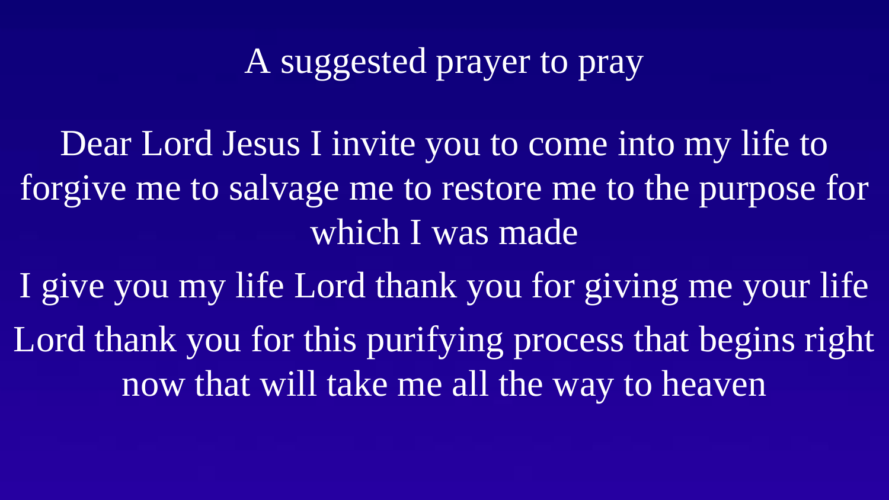# A suggested prayer to pray

Dear Lord Jesus I invite you to come into my life to forgive me to salvage me to restore me to the purpose for which I was made

I give you my life Lord thank you for giving me your life

Lord thank you for this purifying process that begins right now that will take me all the way to heaven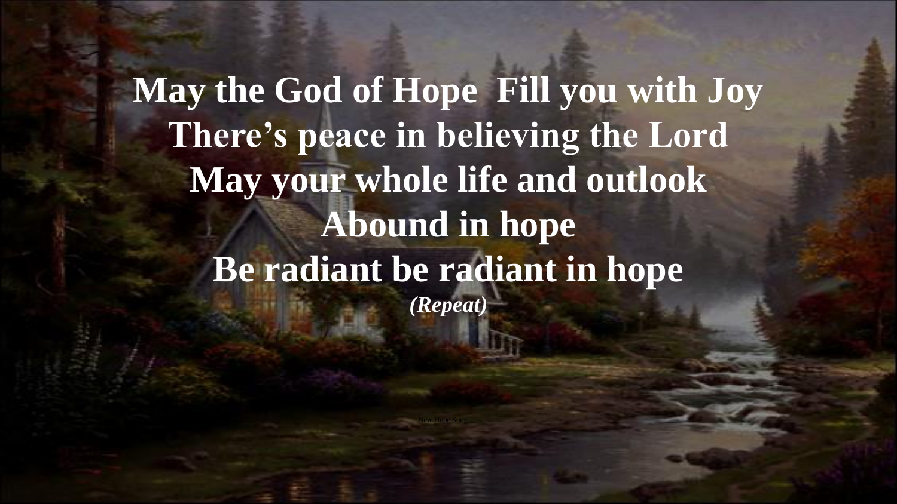**May the God of Hope  Fill you with Joy**
**There's peace in believing the Lord**
**May your whole life and outlook**
**Abound in hope**
**Be radiant be radiant in hope**

***(Repeat)***

New Hope Song